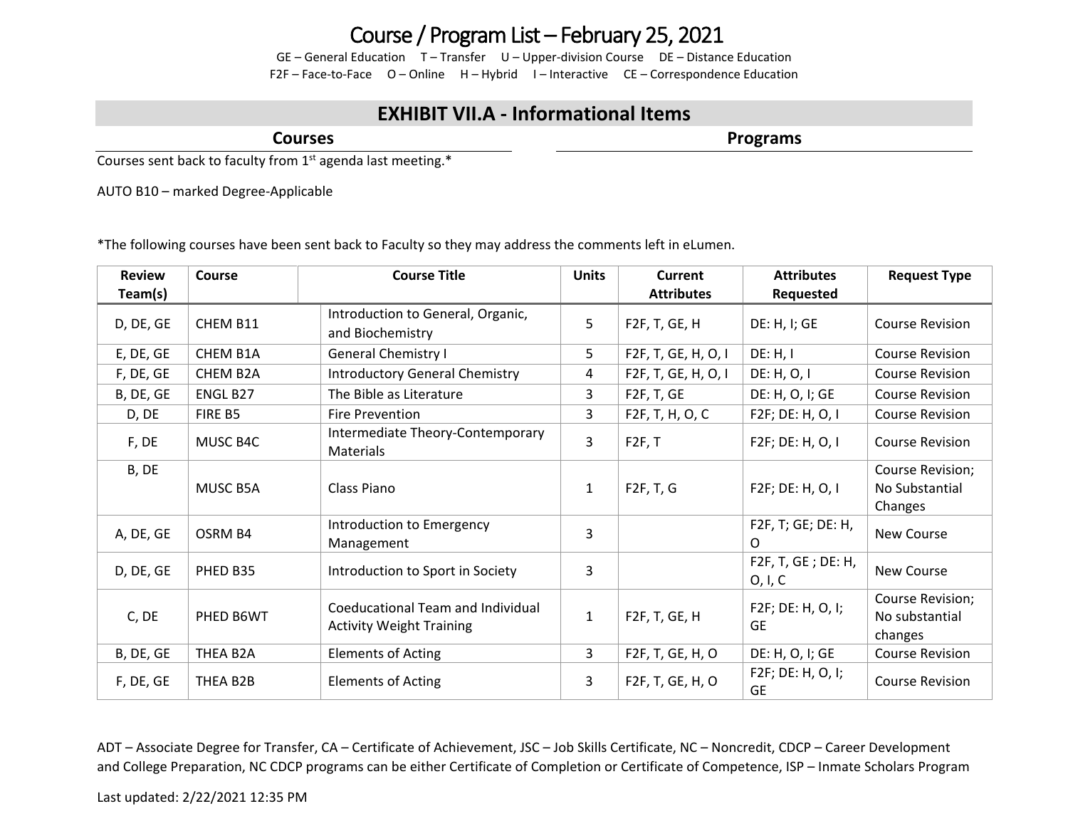# Course / Program List – February 25, 2021

GE – General Education T – Transfer U – Upper-division Course DE – Distance Education
F2F – Face-to-Face O – Online H – Hybrid I – Interactive CE – Correspondence Education

## EXHIBIT VII.A - Informational Items

### Courses

Courses sent back to faculty from 1st agenda last meeting.*

AUTO B10 – marked Degree-Applicable

*The following courses have been sent back to Faculty so they may address the comments left in eLumen.

| Review Team(s) | Course | Course Title | Units | Current Attributes | Attributes Requested | Request Type |
|---|---|---|---|---|---|---|
| D, DE, GE | CHEM B11 | Introduction to General, Organic, and Biochemistry | 5 | F2F, T, GE, H | DE: H, I; GE | Course Revision |
| E, DE, GE | CHEM B1A | General Chemistry I | 5 | F2F, T, GE, H, O, I | DE: H, I | Course Revision |
| F, DE, GE | CHEM B2A | Introductory General Chemistry | 4 | F2F, T, GE, H, O, I | DE: H, O, I | Course Revision |
| B, DE, GE | ENGL B27 | The Bible as Literature | 3 | F2F, T, GE | DE: H, O, I; GE | Course Revision |
| D, DE | FIRE B5 | Fire Prevention | 3 | F2F, T, H, O, C | F2F; DE: H, O, I | Course Revision |
| F, DE | MUSC B4C | Intermediate Theory-Contemporary Materials | 3 | F2F, T | F2F; DE: H, O, I | Course Revision |
| B, DE | MUSC B5A | Class Piano | 1 | F2F, T, G | F2F; DE: H, O, I | Course Revision; No Substantial Changes |
| A, DE, GE | OSRM B4 | Introduction to Emergency Management | 3 | | F2F, T; GE; DE: H, O | New Course |
| D, DE, GE | PHED B35 | Introduction to Sport in Society | 3 | | F2F, T, GE ; DE: H, O, I, C | New Course |
| C, DE | PHED B6WT | Coeducational Team and Individual Activity Weight Training | 1 | F2F, T, GE, H | F2F; DE: H, O, I; GE | Course Revision; No substantial changes |
| B, DE, GE | THEA B2A | Elements of Acting | 3 | F2F, T, GE, H, O | DE: H, O, I; GE | Course Revision |
| F, DE, GE | THEA B2B | Elements of Acting | 3 | F2F, T, GE, H, O | F2F; DE: H, O, I; GE | Course Revision |

### Programs

ADT – Associate Degree for Transfer, CA – Certificate of Achievement, JSC – Job Skills Certificate, NC – Noncredit, CDCP – Career Development and College Preparation, NC CDCP programs can be either Certificate of Completion or Certificate of Competence, ISP – Inmate Scholars Program

Last updated: 2/22/2021 12:35 PM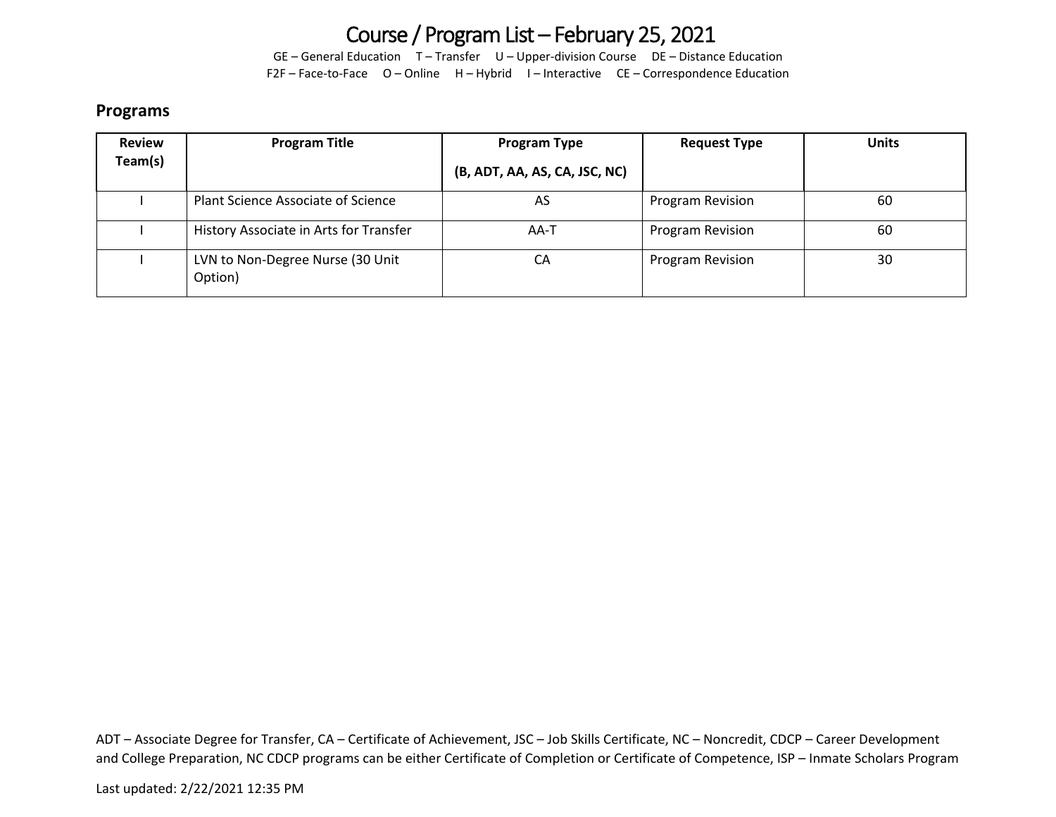# Course / Program List – February 25, 2021

GE – General Education T – Transfer U – Upper-division Course DE – Distance Education
F2F – Face-to-Face O – Online H – Hybrid I – Interactive CE – Correspondence Education

## Programs

| Review Team(s) | Program Title | Program Type (B, ADT, AA, AS, CA, JSC, NC) | Request Type | Units |
|---|---|---|---|---|
| I | Plant Science Associate of Science | AS | Program Revision | 60 |
| I | History Associate in Arts for Transfer | AA-T | Program Revision | 60 |
| I | LVN to Non-Degree Nurse (30 Unit Option) | CA | Program Revision | 30 |

ADT – Associate Degree for Transfer, CA – Certificate of Achievement, JSC – Job Skills Certificate, NC – Noncredit, CDCP – Career Development and College Preparation, NC CDCP programs can be either Certificate of Completion or Certificate of Competence, ISP – Inmate Scholars Program

Last updated: 2/22/2021 12:35 PM